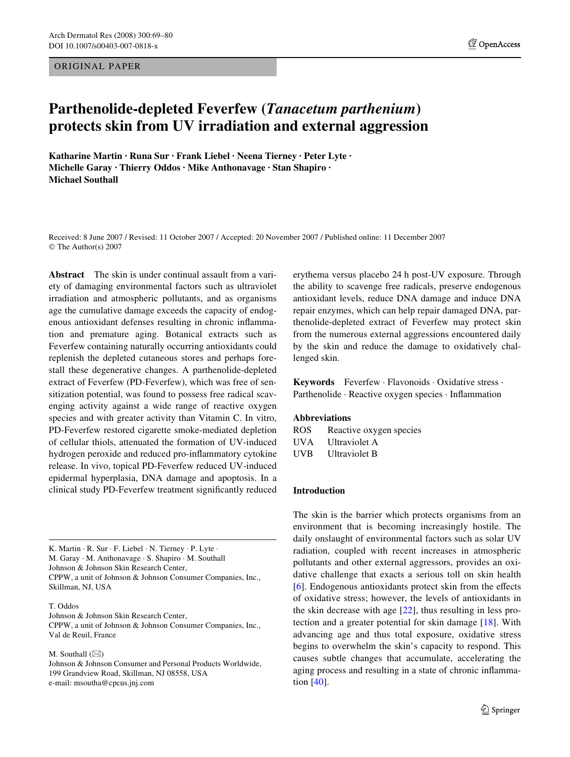ORIGINAL PAPER

# Parthenolide-depleted Feverfew (*Tanacetum parthenium*) protects skin from UV irradiation and external aggression

**Katharine Martin · Runa Sur · Frank Liebel · Neena Tierney · Peter Lyte · Michelle Garay · Thierry Oddos · Mike Anthonavage · Stan Shapiro · Michael Southall**

Received: 8 June 2007 / Revised: 11 October 2007 / Accepted: 20 November 2007 / Published online: 11 December 2007
© The Author(s) 2007

**Abstract** The skin is under continual assault from a variety of damaging environmental factors such as ultraviolet irradiation and atmospheric pollutants, and as organisms age the cumulative damage exceeds the capacity of endogenous antioxidant defenses resulting in chronic inflammation and premature aging. Botanical extracts such as Feverfew containing naturally occurring antioxidants could replenish the depleted cutaneous stores and perhaps forestall these degenerative changes. A parthenolide-depleted extract of Feverfew (PD-Feverfew), which was free of sensitization potential, was found to possess free radical scavenging activity against a wide range of reactive oxygen species and with greater activity than Vitamin C. In vitro, PD-Feverfew restored cigarette smoke-mediated depletion of cellular thiols, attenuated the formation of UV-induced hydrogen peroxide and reduced pro-inflammatory cytokine release. In vivo, topical PD-Feverfew reduced UV-induced epidermal hyperplasia, DNA damage and apoptosis. In a clinical study PD-Feverfew treatment significantly reduced erythema versus placebo 24 h post-UV exposure. Through the ability to scavenge free radicals, preserve endogenous antioxidant levels, reduce DNA damage and induce DNA repair enzymes, which can help repair damaged DNA, parthenolide-depleted extract of Feverfew may protect skin from the numerous external aggressions encountered daily by the skin and reduce the damage to oxidatively challenged skin.

**Keywords** Feverfew · Flavonoids · Oxidative stress · Parthenolide · Reactive oxygen species · Inflammation

**Abbreviations**

ROS Reactive oxygen species
UVA Ultraviolet A
UVB Ultraviolet B

K. Martin · R. Sur · F. Liebel · N. Tierney · P. Lyte · M. Garay · M. Anthonavage · S. Shapiro · M. Southall
Johnson & Johnson Skin Research Center, CPPW, a unit of Johnson & Johnson Consumer Companies, Inc., Skillman, NJ, USA

T. Oddos
Johnson & Johnson Skin Research Center, CPPW, a unit of Johnson & Johnson Consumer Companies, Inc., Val de Reuil, France

M. Southall (✉)
Johnson & Johnson Consumer and Personal Products Worldwide, 199 Grandview Road, Skillman, NJ 08558, USA
e-mail: msoutha@cpcus.jnj.com

## Introduction

The skin is the barrier which protects organisms from an environment that is becoming increasingly hostile. The daily onslaught of environmental factors such as solar UV radiation, coupled with recent increases in atmospheric pollutants and other external aggressors, provides an oxidative challenge that exacts a serious toll on skin health [6]. Endogenous antioxidants protect skin from the effects of oxidative stress; however, the levels of antioxidants in the skin decrease with age [22], thus resulting in less protection and a greater potential for skin damage [18]. With advancing age and thus total exposure, oxidative stress begins to overwhelm the skin's capacity to respond. This causes subtle changes that accumulate, accelerating the aging process and resulting in a state of chronic inflammation [40].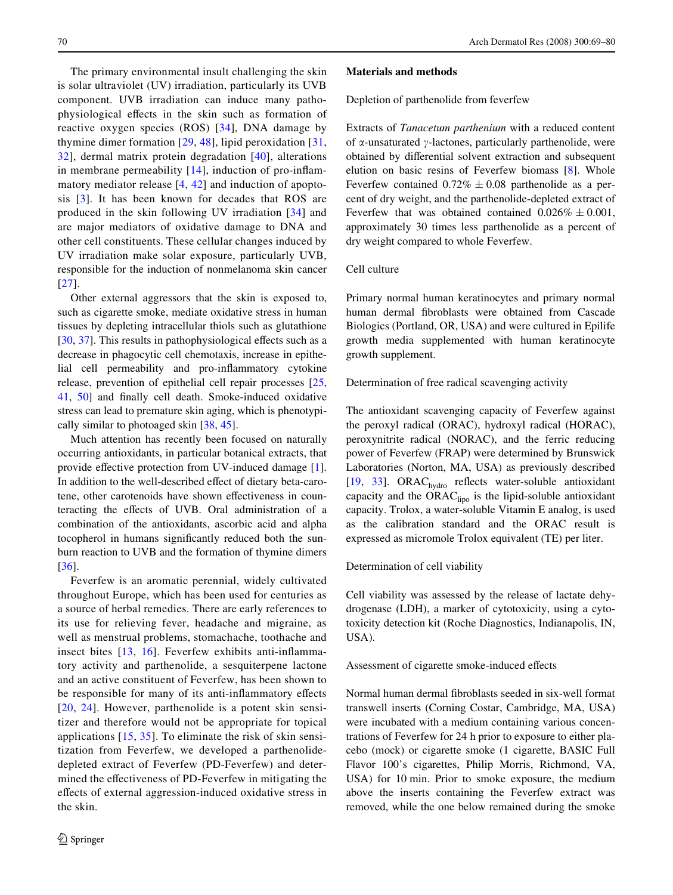The primary environmental insult challenging the skin is solar ultraviolet (UV) irradiation, particularly its UVB component. UVB irradiation can induce many pathophysiological effects in the skin such as formation of reactive oxygen species (ROS) [34], DNA damage by thymine dimer formation [29, 48], lipid peroxidation [31, 32], dermal matrix protein degradation [40], alterations in membrane permeability [14], induction of pro-inflammatory mediator release [4, 42] and induction of apoptosis [3]. It has been known for decades that ROS are produced in the skin following UV irradiation [34] and are major mediators of oxidative damage to DNA and other cell constituents. These cellular changes induced by UV irradiation make solar exposure, particularly UVB, responsible for the induction of nonmelanoma skin cancer [27].

Other external aggressors that the skin is exposed to, such as cigarette smoke, mediate oxidative stress in human tissues by depleting intracellular thiols such as glutathione [30, 37]. This results in pathophysiological effects such as a decrease in phagocytic cell chemotaxis, increase in epithelial cell permeability and pro-inflammatory cytokine release, prevention of epithelial cell repair processes [25, 41, 50] and finally cell death. Smoke-induced oxidative stress can lead to premature skin aging, which is phenotypically similar to photoaged skin [38, 45].

Much attention has recently been focused on naturally occurring antioxidants, in particular botanical extracts, that provide effective protection from UV-induced damage [1]. In addition to the well-described effect of dietary beta-carotene, other carotenoids have shown effectiveness in counteracting the effects of UVB. Oral administration of a combination of the antioxidants, ascorbic acid and alpha tocopherol in humans significantly reduced both the sunburn reaction to UVB and the formation of thymine dimers [36].

Feverfew is an aromatic perennial, widely cultivated throughout Europe, which has been used for centuries as a source of herbal remedies. There are early references to its use for relieving fever, headache and migraine, as well as menstrual problems, stomachache, toothache and insect bites [13, 16]. Feverfew exhibits anti-inflammatory activity and parthenolide, a sesquiterpene lactone and an active constituent of Feverfew, has been shown to be responsible for many of its anti-inflammatory effects [20, 24]. However, parthenolide is a potent skin sensitizer and therefore would not be appropriate for topical applications [15, 35]. To eliminate the risk of skin sensitization from Feverfew, we developed a parthenolide-depleted extract of Feverfew (PD-Feverfew) and determined the effectiveness of PD-Feverfew in mitigating the effects of external aggression-induced oxidative stress in the skin.

## Materials and methods

### Depletion of parthenolide from feverfew

Extracts of *Tanacetum parthenium* with a reduced content of $\alpha$-unsaturated $\gamma$-lactones, particularly parthenolide, were obtained by differential solvent extraction and subsequent elution on basic resins of Feverfew biomass [8]. Whole Feverfew contained $0.72\% \pm 0.08$ parthenolide as a percent of dry weight, and the parthenolide-depleted extract of Feverfew that was obtained contained $0.026\% \pm 0.001$, approximately 30 times less parthenolide as a percent of dry weight compared to whole Feverfew.

### Cell culture

Primary normal human keratinocytes and primary normal human dermal fibroblasts were obtained from Cascade Biologics (Portland, OR, USA) and were cultured in Epilife growth media supplemented with human keratinocyte growth supplement.

### Determination of free radical scavenging activity

The antioxidant scavenging capacity of Feverfew against the peroxyl radical (ORAC), hydroxyl radical (HORAC), peroxynitrite radical (NORAC), and the ferric reducing power of Feverfew (FRAP) were determined by Brunswick Laboratories (Norton, MA, USA) as previously described [19, 33]. $ORAC_{hydro}$ reflects water-soluble antioxidant capacity and the $ORAC_{lipo}$ is the lipid-soluble antioxidant capacity. Trolox, a water-soluble Vitamin E analog, is used as the calibration standard and the ORAC result is expressed as micromole Trolox equivalent (TE) per liter.

### Determination of cell viability

Cell viability was assessed by the release of lactate dehydrogenase (LDH), a marker of cytotoxicity, using a cytotoxicity detection kit (Roche Diagnostics, Indianapolis, IN, USA).

### Assessment of cigarette smoke-induced effects

Normal human dermal fibroblasts seeded in six-well format transwell inserts (Corning Costar, Cambridge, MA, USA) were incubated with a medium containing various concentrations of Feverfew for 24 h prior to exposure to either placebo (mock) or cigarette smoke (1 cigarette, BASIC Full Flavor 100's cigarettes, Philip Morris, Richmond, VA, USA) for 10 min. Prior to smoke exposure, the medium above the inserts containing the Feverfew extract was removed, while the one below remained during the smoke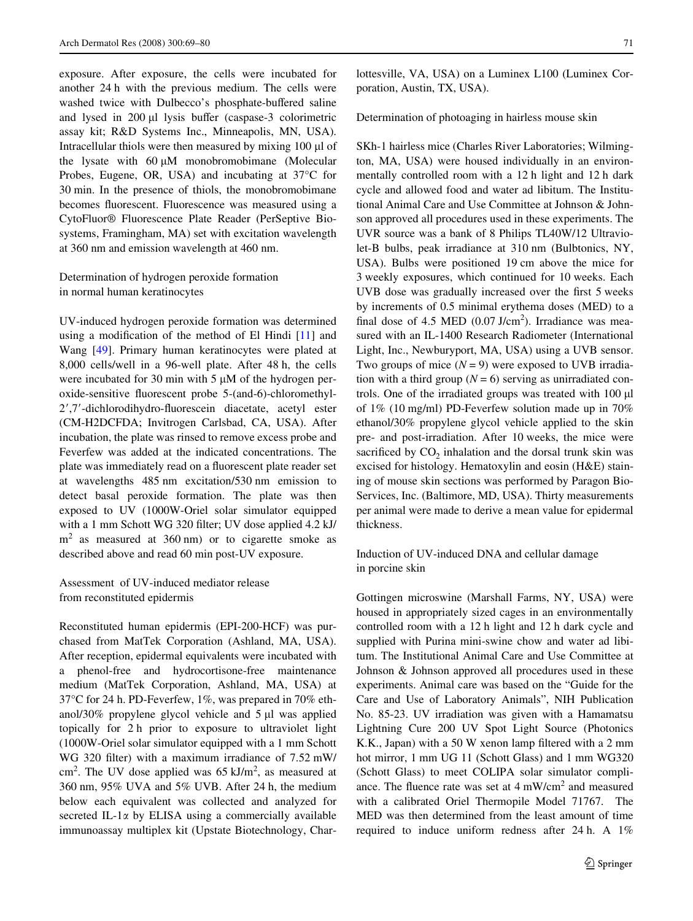exposure. After exposure, the cells were incubated for another 24 h with the previous medium. The cells were washed twice with Dulbecco's phosphate-buffered saline and lysed in 200 µl lysis buffer (caspase-3 colorimetric assay kit; R&D Systems Inc., Minneapolis, MN, USA). Intracellular thiols were then measured by mixing 100 µl of the lysate with 60 µM monobromobimane (Molecular Probes, Eugene, OR, USA) and incubating at 37°C for 30 min. In the presence of thiols, the monobromobimane becomes fluorescent. Fluorescence was measured using a CytoFluor® Fluorescence Plate Reader (PerSeptive Biosystems, Framingham, MA) set with excitation wavelength at 360 nm and emission wavelength at 460 nm.

### Determination of hydrogen peroxide formation in normal human keratinocytes

UV-induced hydrogen peroxide formation was determined using a modification of the method of El Hindi [11] and Wang [49]. Primary human keratinocytes were plated at 8,000 cells/well in a 96-well plate. After 48 h, the cells were incubated for 30 min with 5 µM of the hydrogen peroxide-sensitive fluorescent probe 5-(and-6)-chloromethyl-2′,7′-dichlorodihydro-fluorescein diacetate, acetyl ester (CM-H2DCFDA; Invitrogen Carlsbad, CA, USA). After incubation, the plate was rinsed to remove excess probe and Feverfew was added at the indicated concentrations. The plate was immediately read on a fluorescent plate reader set at wavelengths 485 nm excitation/530 nm emission to detect basal peroxide formation. The plate was then exposed to UV (1000W-Oriel solar simulator equipped with a 1 mm Schott WG 320 filter; UV dose applied 4.2 kJ/m$^2$ as measured at 360 nm) or to cigarette smoke as described above and read 60 min post-UV exposure.

### Assessment of UV-induced mediator release from reconstituted epidermis

Reconstituted human epidermis (EPI-200-HCF) was purchased from MatTek Corporation (Ashland, MA, USA). After reception, epidermal equivalents were incubated with a phenol-free and hydrocortisone-free maintenance medium (MatTek Corporation, Ashland, MA, USA) at 37°C for 24 h. PD-Feverfew, 1%, was prepared in 70% ethanol/30% propylene glycol vehicle and 5 µl was applied topically for 2 h prior to exposure to ultraviolet light (1000W-Oriel solar simulator equipped with a 1 mm Schott WG 320 filter) with a maximum irradiance of 7.52 mW/cm$^2$. The UV dose applied was 65 kJ/m$^2$, as measured at 360 nm, 95% UVA and 5% UVB. After 24 h, the medium below each equivalent was collected and analyzed for secreted IL-1α by ELISA using a commercially available immunoassay multiplex kit (Upstate Biotechnology, Charlottesville, VA, USA) on a Luminex L100 (Luminex Corporation, Austin, TX, USA).

### Determination of photoaging in hairless mouse skin

SKh-1 hairless mice (Charles River Laboratories; Wilmington, MA, USA) were housed individually in an environmentally controlled room with a 12 h light and 12 h dark cycle and allowed food and water ad libitum. The Institutional Animal Care and Use Committee at Johnson & Johnson approved all procedures used in these experiments. The UVR source was a bank of 8 Philips TL40W/12 Ultraviolet-B bulbs, peak irradiance at 310 nm (Bulbtonics, NY, USA). Bulbs were positioned 19 cm above the mice for 3 weekly exposures, which continued for 10 weeks. Each UVB dose was gradually increased over the first 5 weeks by increments of 0.5 minimal erythema doses (MED) to a final dose of 4.5 MED (0.07 J/cm$^2$). Irradiance was measured with an IL-1400 Research Radiometer (International Light, Inc., Newburyport, MA, USA) using a UVB sensor. Two groups of mice ($N = 9$) were exposed to UVB irradiation with a third group ($N = 6$) serving as unirradiated controls. One of the irradiated groups was treated with 100 µl of 1% (10 mg/ml) PD-Feverfew solution made up in 70% ethanol/30% propylene glycol vehicle applied to the skin pre- and post-irradiation. After 10 weeks, the mice were sacrificed by $CO_2$ inhalation and the dorsal trunk skin was excised for histology. Hematoxylin and eosin (H&E) staining of mouse skin sections was performed by Paragon BioServices, Inc. (Baltimore, MD, USA). Thirty measurements per animal were made to derive a mean value for epidermal thickness.

### Induction of UV-induced DNA and cellular damage in porcine skin

Gottingen microswine (Marshall Farms, NY, USA) were housed in appropriately sized cages in an environmentally controlled room with a 12 h light and 12 h dark cycle and supplied with Purina mini-swine chow and water ad libitum. The Institutional Animal Care and Use Committee at Johnson & Johnson approved all procedures used in these experiments. Animal care was based on the "Guide for the Care and Use of Laboratory Animals", NIH Publication No. 85-23. UV irradiation was given with a Hamamatsu Lightning Cure 200 UV Spot Light Source (Photonics K.K., Japan) with a 50 W xenon lamp filtered with a 2 mm hot mirror, 1 mm UG 11 (Schott Glass) and 1 mm WG320 (Schott Glass) to meet COLIPA solar simulator compliance. The fluence rate was set at 4 mW/cm$^2$ and measured with a calibrated Oriel Thermopile Model 71767. The MED was then determined from the least amount of time required to induce uniform redness after 24 h. A 1%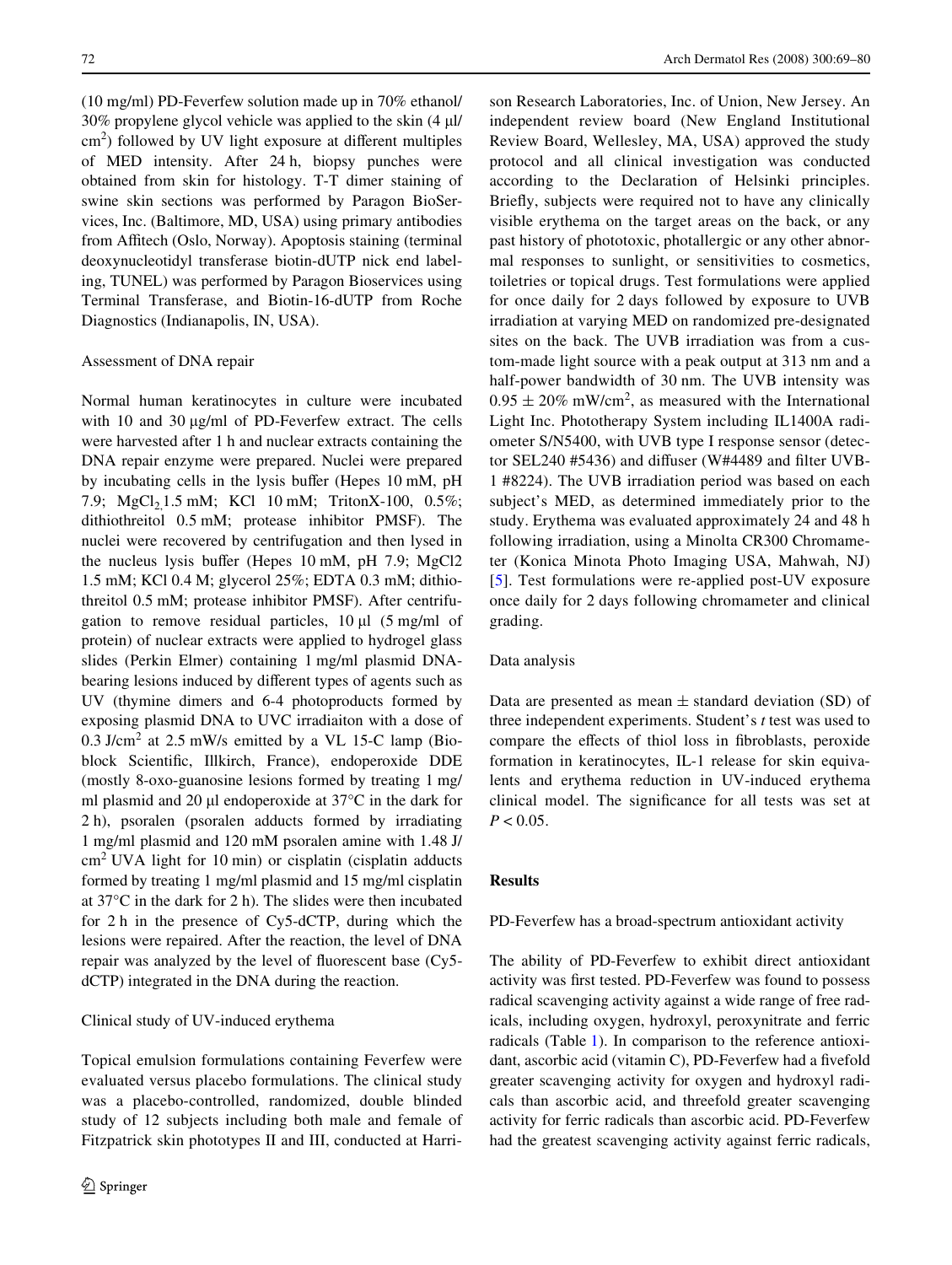(10 mg/ml) PD-Feverfew solution made up in 70% ethanol/ 30% propylene glycol vehicle was applied to the skin (4 μl/ $cm^2$) followed by UV light exposure at different multiples of MED intensity. After 24 h, biopsy punches were obtained from skin for histology. T-T dimer staining of swine skin sections was performed by Paragon BioServices, Inc. (Baltimore, MD, USA) using primary antibodies from Affitech (Oslo, Norway). Apoptosis staining (terminal deoxynucleotidyl transferase biotin-dUTP nick end labeling, TUNEL) was performed by Paragon Bioservices using Terminal Transferase, and Biotin-16-dUTP from Roche Diagnostics (Indianapolis, IN, USA).

### Assessment of DNA repair

Normal human keratinocytes in culture were incubated with 10 and 30 μg/ml of PD-Feverfew extract. The cells were harvested after 1 h and nuclear extracts containing the DNA repair enzyme were prepared. Nuclei were prepared by incubating cells in the lysis buffer (Hepes 10 mM, pH 7.9; $MgCl_2$ 1.5 mM; KCl 10 mM; TritonX-100, 0.5%; dithiothreitol 0.5 mM; protease inhibitor PMSF). The nuclei were recovered by centrifugation and then lysed in the nucleus lysis buffer (Hepes 10 mM, pH 7.9; MgCl2 1.5 mM; KCl 0.4 M; glycerol 25%; EDTA 0.3 mM; dithiothreitol 0.5 mM; protease inhibitor PMSF). After centrifugation to remove residual particles, 10 μl (5 mg/ml of protein) of nuclear extracts were applied to hydrogel glass slides (Perkin Elmer) containing 1 mg/ml plasmid DNA-bearing lesions induced by different types of agents such as UV (thymine dimers and 6-4 photoproducts formed by exposing plasmid DNA to UVC irradiaiton with a dose of 0.3 J/$cm^2$ at 2.5 mW/s emitted by a VL 15-C lamp (Bioblock Scientific, Illkirch, France), endoperoxide DDE (mostly 8-oxo-guanosine lesions formed by treating 1 mg/ml plasmid and 20 μl endoperoxide at 37°C in the dark for 2 h), psoralen (psoralen adducts formed by irradiating 1 mg/ml plasmid and 120 mM psoralen amine with 1.48 J/$cm^2$ UVA light for 10 min) or cisplatin (cisplatin adducts formed by treating 1 mg/ml plasmid and 15 mg/ml cisplatin at 37°C in the dark for 2 h). The slides were then incubated for 2 h in the presence of Cy5-dCTP, during which the lesions were repaired. After the reaction, the level of DNA repair was analyzed by the level of fluorescent base (Cy5-dCTP) integrated in the DNA during the reaction.

### Clinical study of UV-induced erythema

Topical emulsion formulations containing Feverfew were evaluated versus placebo formulations. The clinical study was a placebo-controlled, randomized, double blinded study of 12 subjects including both male and female of Fitzpatrick skin phototypes II and III, conducted at Harrison Research Laboratories, Inc. of Union, New Jersey. An independent review board (New England Institutional Review Board, Wellesley, MA, USA) approved the study protocol and all clinical investigation was conducted according to the Declaration of Helsinki principles. Briefly, subjects were required not to have any clinically visible erythema on the target areas on the back, or any past history of phototoxic, photallergic or any other abnormal responses to sunlight, or sensitivities to cosmetics, toiletries or topical drugs. Test formulations were applied for once daily for 2 days followed by exposure to UVB irradiation at varying MED on randomized pre-designated sites on the back. The UVB irradiation was from a custom-made light source with a peak output at 313 nm and a half-power bandwidth of 30 nm. The UVB intensity was $0.95 \pm 20\%$ mW/$cm^2$, as measured with the International Light Inc. Phototherapy System including IL1400A radiometer S/N5400, with UVB type I response sensor (detector SEL240 #5436) and diffuser (W#4489 and filter UVB-1 #8224). The UVB irradiation period was based on each subject's MED, as determined immediately prior to the study. Erythema was evaluated approximately 24 and 48 h following irradiation, using a Minolta CR300 Chromameter (Konica Minota Photo Imaging USA, Mahwah, NJ) [5]. Test formulations were re-applied post-UV exposure once daily for 2 days following chromameter and clinical grading.

### Data analysis

Data are presented as mean ± standard deviation (SD) of three independent experiments. Student's *t* test was used to compare the effects of thiol loss in fibroblasts, peroxide formation in keratinocytes, IL-1 release for skin equivalents and erythema reduction in UV-induced erythema clinical model. The significance for all tests was set at $P < 0.05$.

## Results

### PD-Feverfew has a broad-spectrum antioxidant activity

The ability of PD-Feverfew to exhibit direct antioxidant activity was first tested. PD-Feverfew was found to possess radical scavenging activity against a wide range of free radicals, including oxygen, hydroxyl, peroxynitrate and ferric radicals (Table 1). In comparison to the reference antioxidant, ascorbic acid (vitamin C), PD-Feverfew had a fivefold greater scavenging activity for oxygen and hydroxyl radicals than ascorbic acid, and threefold greater scavenging activity for ferric radicals than ascorbic acid. PD-Feverfew had the greatest scavenging activity against ferric radicals,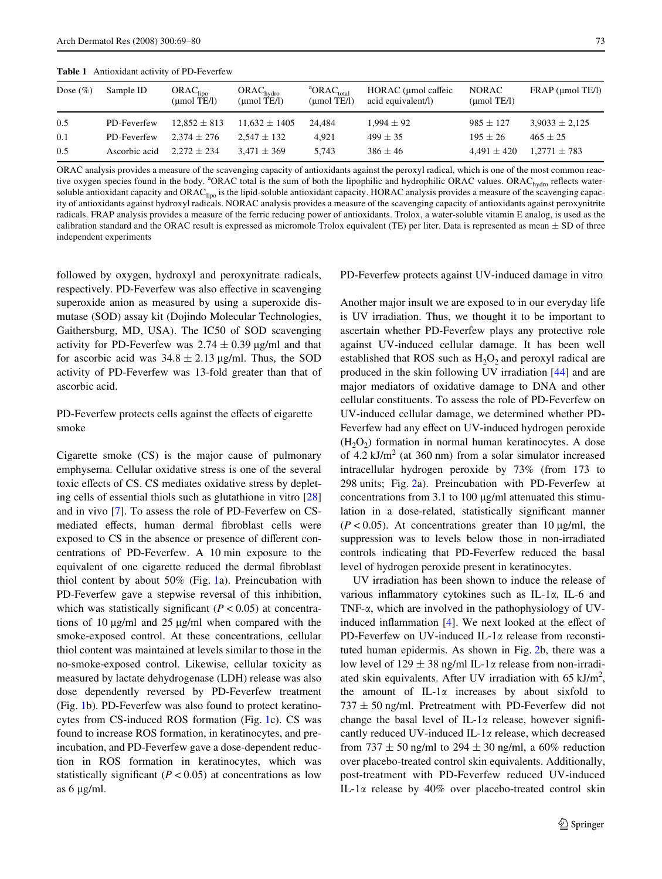**Table 1** Antioxidant activity of PD-Feverfew

| Dose (%) | Sample ID | $ORAC_{lipo}$ (μmol TE/l) | $ORAC_{hydro}$ (μmol TE/l) | [a]$ORAC_{total}$ (μmol TE/l) | HORAC (μmol caffeic acid equivalent/l) | NORAC (μmol TE/l) | FRAP (μmol TE/l) |
|---|---|---|---|---|---|---|---|
| 0.5 | PD-Feverfew | 12,852 ± 813 | 11,632 ± 1405 | 24,484 | 1,994 ± 92 | 985 ± 127 | 3,9033 ± 2,125 |
| 0.1 | PD-Feverfew | 2,374 ± 276 | 2,547 ± 132 | 4,921 | 499 ± 35 | 195 ± 26 | 465 ± 25 |
| 0.5 | Ascorbic acid | 2,272 ± 234 | 3,471 ± 369 | 5,743 | 386 ± 46 | 4,491 ± 420 | 1,2771 ± 783 |

ORAC analysis provides a measure of the scavenging capacity of antioxidants against the peroxyl radical, which is one of the most common reactive oxygen species found in the body. [a]ORAC total is the sum of both the lipophilic and hydrophilic ORAC values. $ORAC_{hydro}$ reflects water-soluble antioxidant capacity and $ORAC_{lipo}$ is the lipid-soluble antioxidant capacity. HORAC analysis provides a measure of the scavenging capacity of antioxidants against hydroxyl radicals. NORAC analysis provides a measure of the scavenging capacity of antioxidants against peroxynitrite radicals. FRAP analysis provides a measure of the ferric reducing power of antioxidants. Trolox, a water-soluble vitamin E analog, is used as the calibration standard and the ORAC result is expressed as micromole Trolox equivalent (TE) per liter. Data is represented as mean ± SD of three independent experiments

followed by oxygen, hydroxyl and peroxynitrate radicals, respectively. PD-Feverfew was also effective in scavenging superoxide anion as measured by using a superoxide dismutase (SOD) assay kit (Dojindo Molecular Technologies, Gaithersburg, MD, USA). The IC50 of SOD scavenging activity for PD-Feverfew was 2.74 ± 0.39 μg/ml and that for ascorbic acid was 34.8 ± 2.13 μg/ml. Thus, the SOD activity of PD-Feverfew was 13-fold greater than that of ascorbic acid.

## PD-Feverfew protects cells against the effects of cigarette smoke

Cigarette smoke (CS) is the major cause of pulmonary emphysema. Cellular oxidative stress is one of the several toxic effects of CS. CS mediates oxidative stress by depleting cells of essential thiols such as glutathione in vitro [28] and in vivo [7]. To assess the role of PD-Feverfew on CS-mediated effects, human dermal fibroblast cells were exposed to CS in the absence or presence of different concentrations of PD-Feverfew. A 10 min exposure to the equivalent of one cigarette reduced the dermal fibroblast thiol content by about 50% (Fig. 1a). Preincubation with PD-Feverfew gave a stepwise reversal of this inhibition, which was statistically significant ($P < 0.05$) at concentrations of 10 μg/ml and 25 μg/ml when compared with the smoke-exposed control. At these concentrations, cellular thiol content was maintained at levels similar to those in the no-smoke-exposed control. Likewise, cellular toxicity as measured by lactate dehydrogenase (LDH) release was also dose dependently reversed by PD-Feverfew treatment (Fig. 1b). PD-Feverfew was also found to protect keratinocytes from CS-induced ROS formation (Fig. 1c). CS was found to increase ROS formation, in keratinocytes, and preincubation, and PD-Feverfew gave a dose-dependent reduction in ROS formation in keratinocytes, which was statistically significant ($P < 0.05$) at concentrations as low as 6 μg/ml.

## PD-Feverfew protects against UV-induced damage in vitro

Another major insult we are exposed to in our everyday life is UV irradiation. Thus, we thought it to be important to ascertain whether PD-Feverfew plays any protective role against UV-induced cellular damage. It has been well established that ROS such as $H_2O_2$ and peroxyl radical are produced in the skin following UV irradiation [44] and are major mediators of oxidative damage to DNA and other cellular constituents. To assess the role of PD-Feverfew on UV-induced cellular damage, we determined whether PD-Feverfew had any effect on UV-induced hydrogen peroxide ($H_2O_2$) formation in normal human keratinocytes. A dose of 4.2 kJ/m$^2$ (at 360 nm) from a solar simulator increased intracellular hydrogen peroxide by 73% (from 173 to 298 units; Fig. 2a). Preincubation with PD-Feverfew at concentrations from 3.1 to 100 μg/ml attenuated this stimulation in a dose-related, statistically significant manner ($P < 0.05$). At concentrations greater than 10 μg/ml, the suppression was to levels below those in non-irradiated controls indicating that PD-Feverfew reduced the basal level of hydrogen peroxide present in keratinocytes.

UV irradiation has been shown to induce the release of various inflammatory cytokines such as IL-1α, IL-6 and TNF-α, which are involved in the pathophysiology of UV-induced inflammation [4]. We next looked at the effect of PD-Feverfew on UV-induced IL-1α release from reconstituted human epidermis. As shown in Fig. 2b, there was a low level of 129 ± 38 ng/ml IL-1α release from non-irradiated skin equivalents. After UV irradiation with 65 kJ/m$^2$, the amount of IL-1α increases by about sixfold to 737 ± 50 ng/ml. Pretreatment with PD-Feverfew did not change the basal level of IL-1α release, however significantly reduced UV-induced IL-1α release, which decreased from 737 ± 50 ng/ml to 294 ± 30 ng/ml, a 60% reduction over placebo-treated control skin equivalents. Additionally, post-treatment with PD-Feverfew reduced UV-induced IL-1α release by 40% over placebo-treated control skin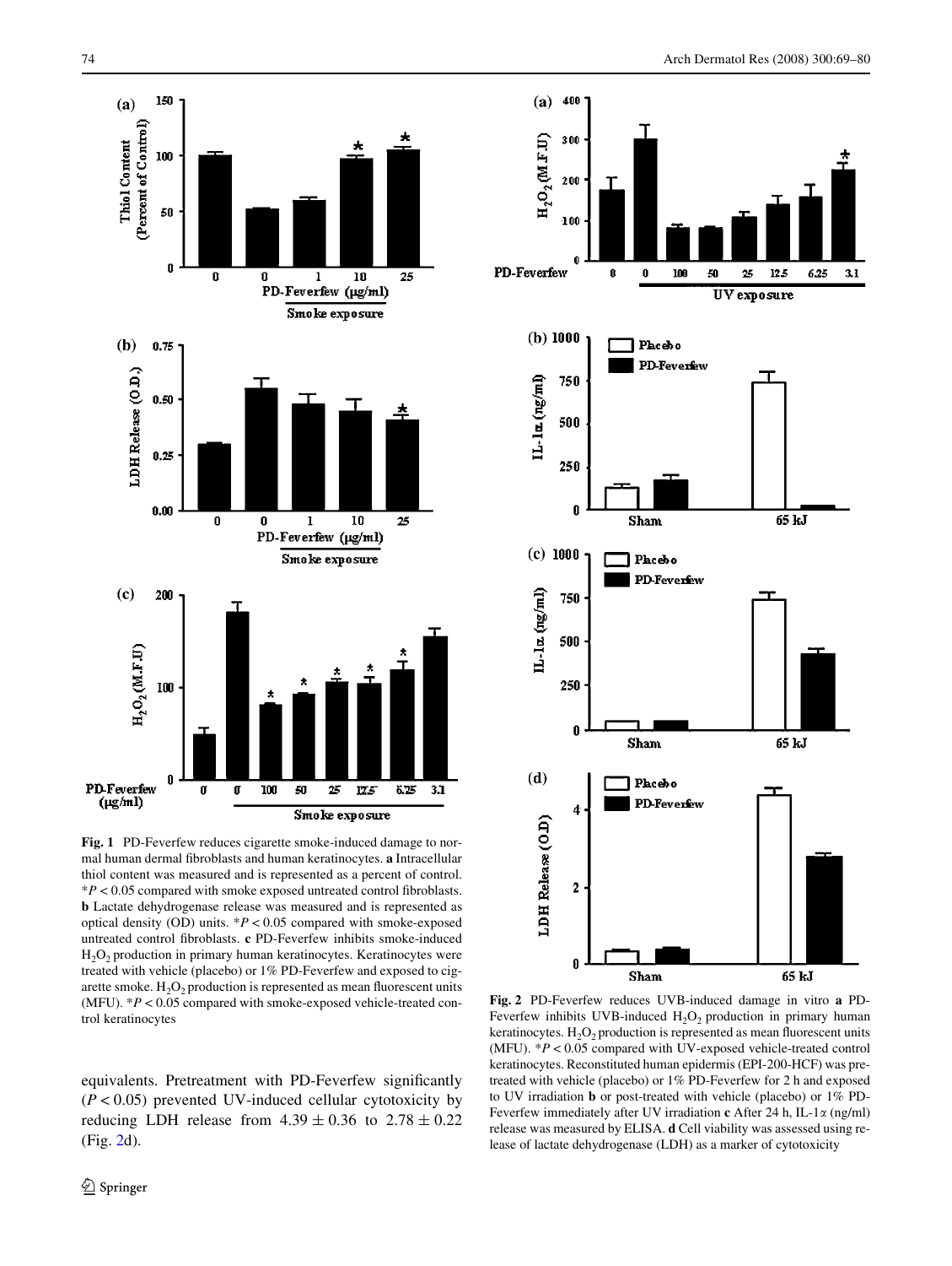**Fig. 1** PD-Feverfew reduces cigarette smoke-induced damage to normal human dermal fibroblasts and human keratinocytes. **a** Intracellular thiol content was measured and is represented as a percent of control. $^*P < 0.05$ compared with smoke exposed untreated control fibroblasts. **b** Lactate dehydrogenase release was measured and is represented as optical density (OD) units. $^*P < 0.05$ compared with smoke-exposed untreated control fibroblasts. **c** PD-Feverfew inhibits smoke-induced $H_2O_2$ production in primary human keratinocytes. Keratinocytes were treated with vehicle (placebo) or 1% PD-Feverfew and exposed to cigarette smoke. $H_2O_2$ production is represented as mean fluorescent units (MFU). $^*P < 0.05$ compared with smoke-exposed vehicle-treated control keratinocytes

equivalents. Pretreatment with PD-Feverfew significantly ($P < 0.05$) prevented UV-induced cellular cytotoxicity by reducing LDH release from $4.39 \pm 0.36$ to $2.78 \pm 0.22$ (Fig. 2d).

**Fig. 2** PD-Feverfew reduces UVB-induced damage in vitro **a** PD-Feverfew inhibits UVB-induced $H_2O_2$ production in primary human keratinocytes. $H_2O_2$ production is represented as mean fluorescent units (MFU). $^*P < 0.05$ compared with UV-exposed vehicle-treated control keratinocytes. Reconstituted human epidermis (EPI-200-HCF) was pretreated with vehicle (placebo) or 1% PD-Feverfew for 2 h and exposed to UV irradiation **b** or post-treated with vehicle (placebo) or 1% PD-Feverfew immediately after UV irradiation **c** After 24 h, IL-1α (ng/ml) release was measured by ELISA. **d** Cell viability was assessed using release of lactate dehydrogenase (LDH) as a marker of cytotoxicity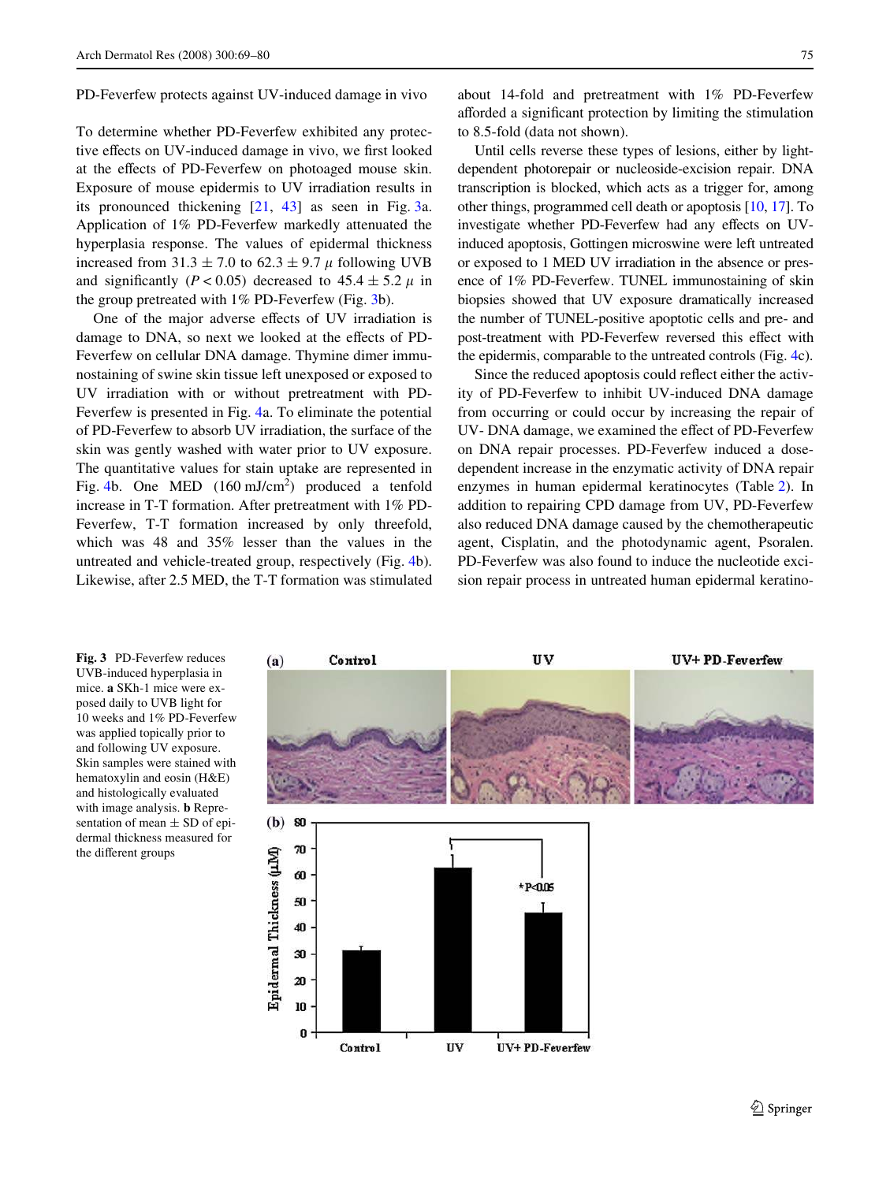PD-Feverfew protects against UV-induced damage in vivo

To determine whether PD-Feverfew exhibited any protective effects on UV-induced damage in vivo, we first looked at the effects of PD-Feverfew on photoaged mouse skin. Exposure of mouse epidermis to UV irradiation results in its pronounced thickening [21, 43] as seen in Fig. 3a. Application of 1% PD-Feverfew markedly attenuated the hyperplasia response. The values of epidermal thickness increased from 31.3 ± 7.0 to 62.3 ± 9.7 μ following UVB and significantly ($P < 0.05$) decreased to 45.4 ± 5.2 μ in the group pretreated with 1% PD-Feverfew (Fig. 3b).

One of the major adverse effects of UV irradiation is damage to DNA, so next we looked at the effects of PD-Feverfew on cellular DNA damage. Thymine dimer immunostaining of swine skin tissue left unexposed or exposed to UV irradiation with or without pretreatment with PD-Feverfew is presented in Fig. 4a. To eliminate the potential of PD-Feverfew to absorb UV irradiation, the surface of the skin was gently washed with water prior to UV exposure. The quantitative values for stain uptake are represented in Fig. 4b. One MED (160 mJ/cm$^2$) produced a tenfold increase in T-T formation. After pretreatment with 1% PD-Feverfew, T-T formation increased by only threefold, which was 48 and 35% lesser than the values in the untreated and vehicle-treated group, respectively (Fig. 4b). Likewise, after 2.5 MED, the T-T formation was stimulated about 14-fold and pretreatment with 1% PD-Feverfew afforded a significant protection by limiting the stimulation to 8.5-fold (data not shown).

Until cells reverse these types of lesions, either by light-dependent photorepair or nucleoside-excision repair. DNA transcription is blocked, which acts as a trigger for, among other things, programmed cell death or apoptosis [10, 17]. To investigate whether PD-Feverfew had any effects on UV-induced apoptosis, Gottingen microswine were left untreated or exposed to 1 MED UV irradiation in the absence or presence of 1% PD-Feverfew. TUNEL immunostaining of skin biopsies showed that UV exposure dramatically increased the number of TUNEL-positive apoptotic cells and pre- and post-treatment with PD-Feverfew reversed this effect with the epidermis, comparable to the untreated controls (Fig. 4c).

Since the reduced apoptosis could reflect either the activity of PD-Feverfew to inhibit UV-induced DNA damage from occurring or could occur by increasing the repair of UV- DNA damage, we examined the effect of PD-Feverfew on DNA repair processes. PD-Feverfew induced a dose-dependent increase in the enzymatic activity of DNA repair enzymes in human epidermal keratinocytes (Table 2). In addition to repairing CPD damage from UV, PD-Feverfew also reduced DNA damage caused by the chemotherapeutic agent, Cisplatin, and the photodynamic agent, Psoralen. PD-Feverfew was also found to induce the nucleotide excision repair process in untreated human epidermal keratino-

**Fig. 3** PD-Feverfew reduces UVB-induced hyperplasia in mice. **a** SKh-1 mice were exposed daily to UVB light for 10 weeks and 1% PD-Feverfew was applied topically prior to and following UV exposure. Skin samples were stained with hematoxylin and eosin (H&E) and histologically evaluated with image analysis. **b** Representation of mean ± SD of epidermal thickness measured for the different groups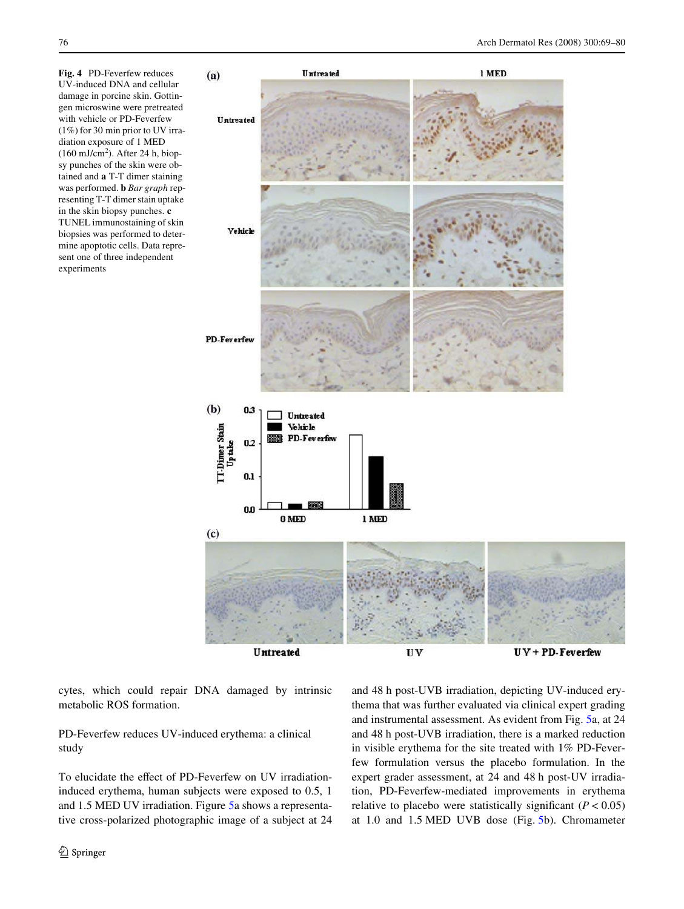**Fig. 4** PD-Feverfew reduces UV-induced DNA and cellular damage in porcine skin. Gottingen microswine were pretreated with vehicle or PD-Feverfew (1%) for 30 min prior to UV irradiation exposure of 1 MED (160 mJ/cm$^2$). After 24 h, biopsy punches of the skin were obtained and **a** T-T dimer staining was performed. **b** *Bar graph* representing T-T dimer stain uptake in the skin biopsy punches. **c** TUNEL immunostaining of skin biopsies was performed to determine apoptotic cells. Data represent one of three independent experiments

cytes, which could repair DNA damaged by intrinsic metabolic ROS formation.

PD-Feverfew reduces UV-induced erythema: a clinical study

To elucidate the effect of PD-Feverfew on UV irradiation-induced erythema, human subjects were exposed to 0.5, 1 and 1.5 MED UV irradiation. Figure 5a shows a representative cross-polarized photographic image of a subject at 24 and 48 h post-UVB irradiation, depicting UV-induced erythema that was further evaluated via clinical expert grading and instrumental assessment. As evident from Fig. 5a, at 24 and 48 h post-UVB irradiation, there is a marked reduction in visible erythema for the site treated with 1% PD-Feverfew formulation versus the placebo formulation. In the expert grader assessment, at 24 and 48 h post-UV irradiation, PD-Feverfew-mediated improvements in erythema relative to placebo were statistically significant ($P < 0.05$) at 1.0 and 1.5 MED UVB dose (Fig. 5b). Chromameter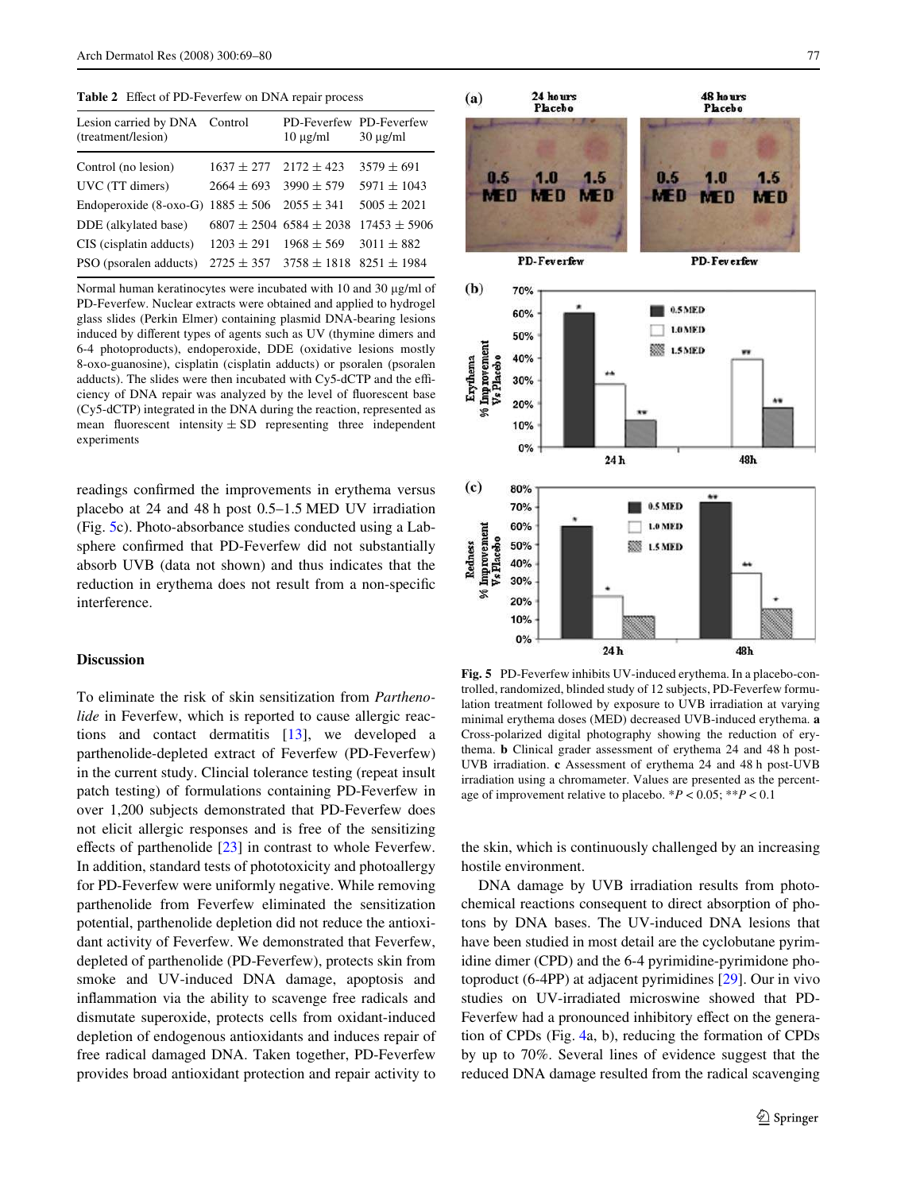**Table 2** Effect of PD-Feverfew on DNA repair process

| Lesion carried by DNA (treatment/lesion) | Control | PD-Feverfew 10 μg/ml | PD-Feverfew 30 μg/ml |
|---|---|---|---|
| Control (no lesion) | 1637 ± 277 | 2172 ± 423 | 3579 ± 691 |
| UVC (TT dimers) | 2664 ± 693 | 3990 ± 579 | 5971 ± 1043 |
| Endoperoxide (8-oxo-G) | 1885 ± 506 | 2055 ± 341 | 5005 ± 2021 |
| DDE (alkylated base) | 6807 ± 2504 | 6584 ± 2038 | 17453 ± 5906 |
| CIS (cisplatin adducts) | 1203 ± 291 | 1968 ± 569 | 3011 ± 882 |
| PSO (psoralen adducts) | 2725 ± 357 | 3758 ± 1818 | 8251 ± 1984 |

Normal human keratinocytes were incubated with 10 and 30 μg/ml of PD-Feverfew. Nuclear extracts were obtained and applied to hydrogel glass slides (Perkin Elmer) containing plasmid DNA-bearing lesions induced by different types of agents such as UV (thymine dimers and 6-4 photoproducts), endoperoxide, DDE (oxidative lesions mostly 8-oxo-guanosine), cisplatin (cisplatin adducts) or psoralen (psoralen adducts). The slides were then incubated with Cy5-dCTP and the efficiency of DNA repair was analyzed by the level of fluorescent base (Cy5-dCTP) integrated in the DNA during the reaction, represented as mean fluorescent intensity ± SD representing three independent experiments

readings confirmed the improvements in erythema versus placebo at 24 and 48 h post 0.5–1.5 MED UV irradiation (Fig. 5c). Photo-absorbance studies conducted using a Labsphere confirmed that PD-Feverfew did not substantially absorb UVB (data not shown) and thus indicates that the reduction in erythema does not result from a non-specific interference.

## Discussion

To eliminate the risk of skin sensitization from *Parthenolide* in Feverfew, which is reported to cause allergic reactions and contact dermatitis [13], we developed a parthenolide-depleted extract of Feverfew (PD-Feverfew) in the current study. Clincial tolerance testing (repeat insult patch testing) of formulations containing PD-Feverfew in over 1,200 subjects demonstrated that PD-Feverfew does not elicit allergic responses and is free of the sensitizing effects of parthenolide [23] in contrast to whole Feverfew. In addition, standard tests of phototoxicity and photoallergy for PD-Feverfew were uniformly negative. While removing parthenolide from Feverfew eliminated the sensitization potential, parthenolide depletion did not reduce the antioxidant activity of Feverfew. We demonstrated that Feverfew, depleted of parthenolide (PD-Feverfew), protects skin from smoke and UV-induced DNA damage, apoptosis and inflammation via the ability to scavenge free radicals and dismutate superoxide, protects cells from oxidant-induced depletion of endogenous antioxidants and induces repair of free radical damaged DNA. Taken together, PD-Feverfew provides broad antioxidant protection and repair activity to the skin, which is continuously challenged by an increasing hostile environment.

**Fig. 5** PD-Feverfew inhibits UV-induced erythema. In a placebo-controlled, randomized, blinded study of 12 subjects, PD-Feverfew formulation treatment followed by exposure to UVB irradiation at varying minimal erythema doses (MED) decreased UVB-induced erythema. **a** Cross-polarized digital photography showing the reduction of erythema. **b** Clinical grader assessment of erythema 24 and 48 h post-UVB irradiation. **c** Assessment of erythema 24 and 48 h post-UVB irradiation using a chromameter. Values are presented as the percentage of improvement relative to placebo. *$P < 0.05$; **$P < 0.1$

DNA damage by UVB irradiation results from photochemical reactions consequent to direct absorption of photons by DNA bases. The UV-induced DNA lesions that have been studied in most detail are the cyclobutane pyrimidine dimer (CPD) and the 6-4 pyrimidine-pyrimidone photoproduct (6-4PP) at adjacent pyrimidines [29]. Our in vivo studies on UV-irradiated microswine showed that PD-Feverfew had a pronounced inhibitory effect on the generation of CPDs (Fig. 4a, b), reducing the formation of CPDs by up to 70%. Several lines of evidence suggest that the reduced DNA damage resulted from the radical scavenging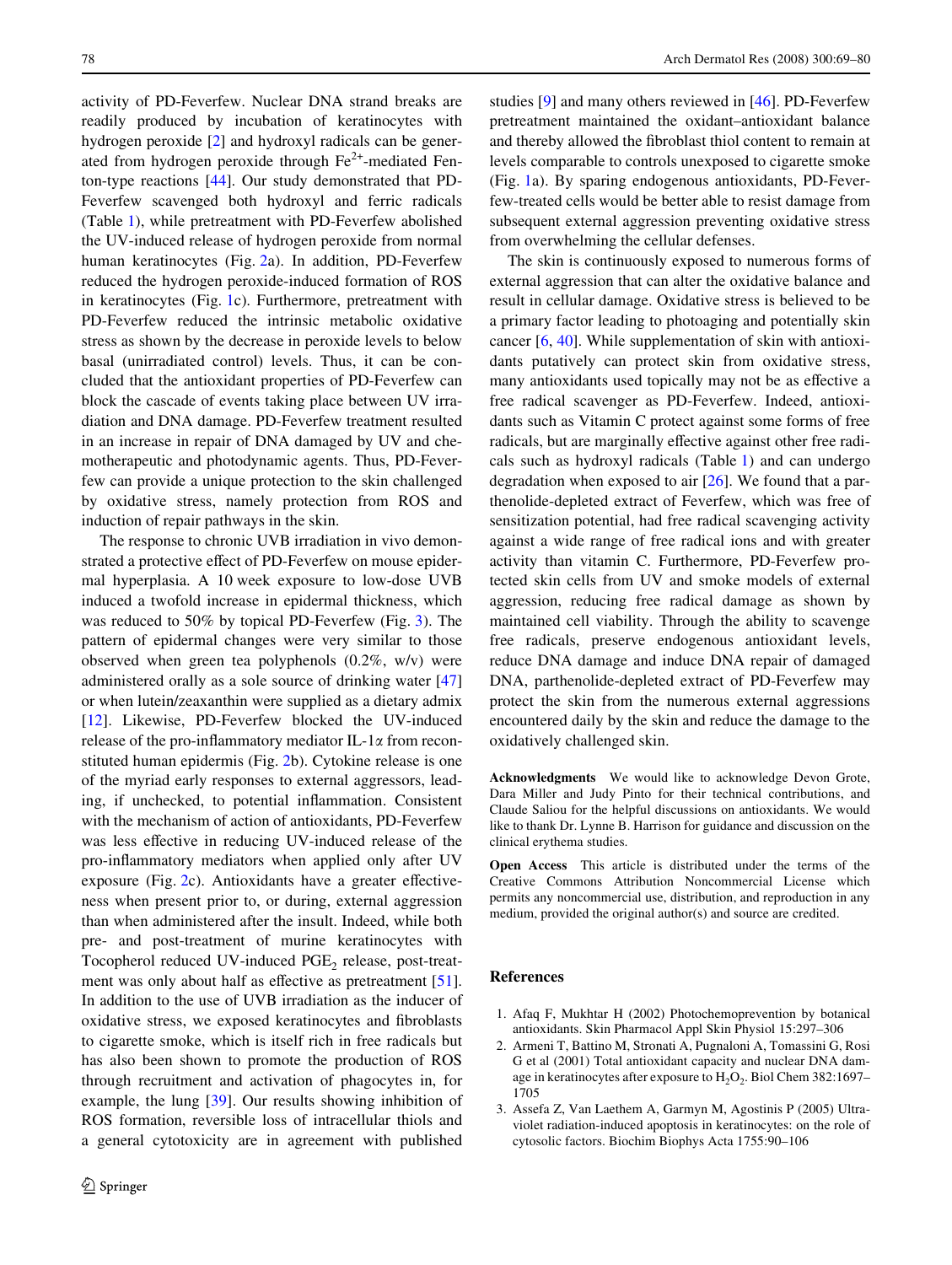activity of PD-Feverfew. Nuclear DNA strand breaks are readily produced by incubation of keratinocytes with hydrogen peroxide [2] and hydroxyl radicals can be generated from hydrogen peroxide through $Fe^{2+}$-mediated Fenton-type reactions [44]. Our study demonstrated that PD-Feverfew scavenged both hydroxyl and ferric radicals (Table 1), while pretreatment with PD-Feverfew abolished the UV-induced release of hydrogen peroxide from normal human keratinocytes (Fig. 2a). In addition, PD-Feverfew reduced the hydrogen peroxide-induced formation of ROS in keratinocytes (Fig. 1c). Furthermore, pretreatment with PD-Feverfew reduced the intrinsic metabolic oxidative stress as shown by the decrease in peroxide levels to below basal (unirradiated control) levels. Thus, it can be concluded that the antioxidant properties of PD-Feverfew can block the cascade of events taking place between UV irradiation and DNA damage. PD-Feverfew treatment resulted in an increase in repair of DNA damaged by UV and chemotherapeutic and photodynamic agents. Thus, PD-Feverfew can provide a unique protection to the skin challenged by oxidative stress, namely protection from ROS and induction of repair pathways in the skin.

The response to chronic UVB irradiation in vivo demonstrated a protective effect of PD-Feverfew on mouse epidermal hyperplasia. A 10 week exposure to low-dose UVB induced a twofold increase in epidermal thickness, which was reduced to 50% by topical PD-Feverfew (Fig. 3). The pattern of epidermal changes were very similar to those observed when green tea polyphenols (0.2%, w/v) were administered orally as a sole source of drinking water [47] or when lutein/zeaxanthin were supplied as a dietary admix [12]. Likewise, PD-Feverfew blocked the UV-induced release of the pro-inflammatory mediator IL-1α from reconstituted human epidermis (Fig. 2b). Cytokine release is one of the myriad early responses to external aggressors, leading, if unchecked, to potential inflammation. Consistent with the mechanism of action of antioxidants, PD-Feverfew was less effective in reducing UV-induced release of the pro-inflammatory mediators when applied only after UV exposure (Fig. 2c). Antioxidants have a greater effectiveness when present prior to, or during, external aggression than when administered after the insult. Indeed, while both pre- and post-treatment of murine keratinocytes with Tocopherol reduced UV-induced $PGE_2$ release, post-treatment was only about half as effective as pretreatment [51]. In addition to the use of UVB irradiation as the inducer of oxidative stress, we exposed keratinocytes and fibroblasts to cigarette smoke, which is itself rich in free radicals but has also been shown to promote the production of ROS through recruitment and activation of phagocytes in, for example, the lung [39]. Our results showing inhibition of ROS formation, reversible loss of intracellular thiols and a general cytotoxicity are in agreement with published studies [9] and many others reviewed in [46]. PD-Feverfew pretreatment maintained the oxidant–antioxidant balance and thereby allowed the fibroblast thiol content to remain at levels comparable to controls unexposed to cigarette smoke (Fig. 1a). By sparing endogenous antioxidants, PD-Feverfew-treated cells would be better able to resist damage from subsequent external aggression preventing oxidative stress from overwhelming the cellular defenses.

The skin is continuously exposed to numerous forms of external aggression that can alter the oxidative balance and result in cellular damage. Oxidative stress is believed to be a primary factor leading to photoaging and potentially skin cancer [6, 40]. While supplementation of skin with antioxidants putatively can protect skin from oxidative stress, many antioxidants used topically may not be as effective a free radical scavenger as PD-Feverfew. Indeed, antioxidants such as Vitamin C protect against some forms of free radicals, but are marginally effective against other free radicals such as hydroxyl radicals (Table 1) and can undergo degradation when exposed to air [26]. We found that a parthenolide-depleted extract of Feverfew, which was free of sensitization potential, had free radical scavenging activity against a wide range of free radical ions and with greater activity than vitamin C. Furthermore, PD-Feverfew protected skin cells from UV and smoke models of external aggression, reducing free radical damage as shown by maintained cell viability. Through the ability to scavenge free radicals, preserve endogenous antioxidant levels, reduce DNA damage and induce DNA repair of damaged DNA, parthenolide-depleted extract of PD-Feverfew may protect the skin from the numerous external aggressions encountered daily by the skin and reduce the damage to the oxidatively challenged skin.

**Acknowledgments** We would like to acknowledge Devon Grote, Dara Miller and Judy Pinto for their technical contributions, and Claude Saliou for the helpful discussions on antioxidants. We would like to thank Dr. Lynne B. Harrison for guidance and discussion on the clinical erythema studies.

**Open Access** This article is distributed under the terms of the Creative Commons Attribution Noncommercial License which permits any noncommercial use, distribution, and reproduction in any medium, provided the original author(s) and source are credited.

## References

1. Afaq F, Mukhtar H (2002) Photochemoprevention by botanical antioxidants. Skin Pharmacol Appl Skin Physiol 15:297–306
2. Armeni T, Battino M, Stronati A, Pugnaloni A, Tomassini G, Rosi G et al (2001) Total antioxidant capacity and nuclear DNA damage in keratinocytes after exposure to $H_2O_2$. Biol Chem 382:1697–1705
3. Assefa Z, Van Laethem A, Garmyn M, Agostinis P (2005) Ultraviolet radiation-induced apoptosis in keratinocytes: on the role of cytosolic factors. Biochim Biophys Acta 1755:90–106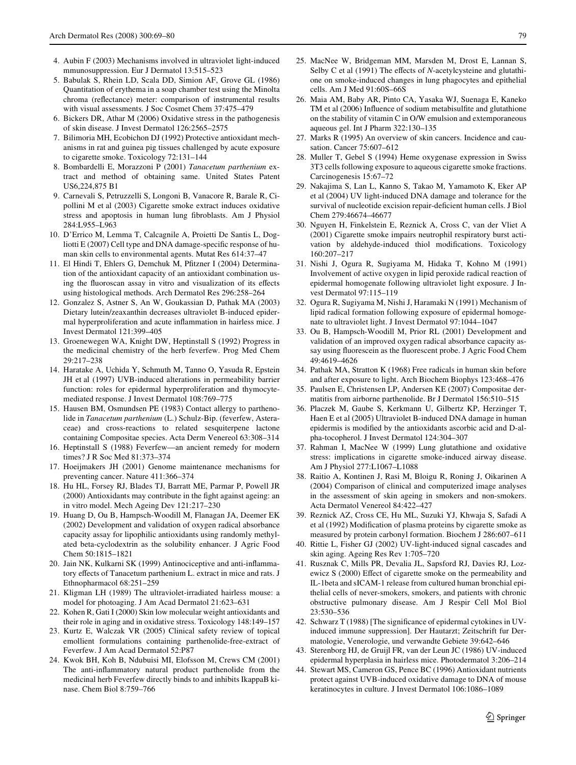4. Aubin F (2003) Mechanisms involved in ultraviolet light-induced mmunosuppression. Eur J Dermatol 13:515–523
5. Babulak S, Rhein LD, Scala DD, Simion AF, Grove GL (1986) Quantitation of erythema in a soap chamber test using the Minolta chroma (reflectance) meter: comparison of instrumental results with visual assessments. J Soc Cosmet Chem 37:475–479
6. Bickers DR, Athar M (2006) Oxidative stress in the pathogenesis of skin disease. J Invest Dermatol 126:2565–2575
7. Bilimoria MH, Ecobichon DJ (1992) Protective antioxidant mechanisms in rat and guinea pig tissues challenged by acute exposure to cigarette smoke. Toxicology 72:131–144
8. Bombardelli E, Morazzoni P (2001) *Tanacetum parthenium* extract and method of obtaining same. United States Patent US6,224,875 B1
9. Carnevali S, Petruzzelli S, Longoni B, Vanacore R, Barale R, Cipollini M et al (2003) Cigarette smoke extract induces oxidative stress and apoptosis in human lung fibroblasts. Am J Physiol 284:L955–L963
10. D'Errico M, Lemma T, Calcagnile A, Proietti De Santis L, Dogliotti E (2007) Cell type and DNA damage-specific response of human skin cells to environmental agents. Mutat Res 614:37–47
11. El Hindi T, Ehlers G, Demchuk M, Pfitzner I (2004) Determination of the antioxidant capacity of an antioxidant combination using the fluoroscan assay in vitro and visualization of its effects using histological methods. Arch Dermatol Res 296:258–264
12. Gonzalez S, Astner S, An W, Goukassian D, Pathak MA (2003) Dietary lutein/zeaxanthin decreases ultraviolet B-induced epidermal hyperproliferation and acute inflammation in hairless mice. J Invest Dermatol 121:399–405
13. Groenewegen WA, Knight DW, Heptinstall S (1992) Progress in the medicinal chemistry of the herb feverfew. Prog Med Chem 29:217–238
14. Haratake A, Uchida Y, Schmuth M, Tanno O, Yasuda R, Epstein JH et al (1997) UVB-induced alterations in permeability barrier function: roles for epidermal hyperproliferation and thymocyte-mediated response. J Invest Dermatol 108:769–775
15. Hausen BM, Osmundsen PE (1983) Contact allergy to parthenolide in *Tanacetum parthenium* (L.) Schulz-Bip. (feverfew, Asteraceae) and cross-reactions to related sesquiterpene lactone containing Compositae species. Acta Derm Venereol 63:308–314
16. Heptinstall S (1988) Feverfew—an ancient remedy for modern times? J R Soc Med 81:373–374
17. Hoeijmakers JH (2001) Genome maintenance mechanisms for preventing cancer. Nature 411:366–374
18. Hu HL, Forsey RJ, Blades TJ, Barratt ME, Parmar P, Powell JR (2000) Antioxidants may contribute in the fight against ageing: an in vitro model. Mech Ageing Dev 121:217–230
19. Huang D, Ou B, Hampsch-Woodill M, Flanagan JA, Deemer EK (2002) Development and validation of oxygen radical absorbance capacity assay for lipophilic antioxidants using randomly methylated beta-cyclodextrin as the solubility enhancer. J Agric Food Chem 50:1815–1821
20. Jain NK, Kulkarni SK (1999) Antinociceptive and anti-inflammatory effects of Tanacetum parthenium L. extract in mice and rats. J Ethnopharmacol 68:251–259
21. Kligman LH (1989) The ultraviolet-irradiated hairless mouse: a model for photoaging. J Am Acad Dermatol 21:623–631
22. Kohen R, Gati I (2000) Skin low molecular weight antioxidants and their role in aging and in oxidative stress. Toxicology 148:149–157
23. Kurtz E, Walczak VR (2005) Clinical safety review of topical emollient formulations containing parthenolide-free-extract of Feverfew. J Am Acad Dermatol 52:P87
24. Kwok BH, Koh B, Ndubuisi MI, Elofsson M, Crews CM (2001) The anti-inflammatory natural product parthenolide from the medicinal herb Feverfew directly binds to and inhibits IkappaB kinase. Chem Biol 8:759–766
25. MacNee W, Bridgeman MM, Marsden M, Drost E, Lannan S, Selby C et al (1991) The effects of *N*-acetylcysteine and glutathione on smoke-induced changes in lung phagocytes and epithelial cells. Am J Med 91:60S–66S
26. Maia AM, Baby AR, Pinto CA, Yasaka WJ, Suenaga E, Kaneko TM et al (2006) Influence of sodium metabisulfite and glutathione on the stability of vitamin C in O/W emulsion and extemporaneous aqueous gel. Int J Pharm 322:130–135
27. Marks R (1995) An overview of skin cancers. Incidence and causation. Cancer 75:607–612
28. Muller T, Gebel S (1994) Heme oxygenase expression in Swiss 3T3 cells following exposure to aqueous cigarette smoke fractions. Carcinogenesis 15:67–72
29. Nakajima S, Lan L, Kanno S, Takao M, Yamamoto K, Eker AP et al (2004) UV light-induced DNA damage and tolerance for the survival of nucleotide excision repair-deficient human cells. J Biol Chem 279:46674–46677
30. Nguyen H, Finkelstein E, Reznick A, Cross C, van der Vliet A (2001) Cigarette smoke impairs neutrophil respiratory burst activation by aldehyde-induced thiol modifications. Toxicology 160:207–217
31. Nishi J, Ogura R, Sugiyama M, Hidaka T, Kohno M (1991) Involvement of active oxygen in lipid peroxide radical reaction of epidermal homogenate following ultraviolet light exposure. J Invest Dermatol 97:115–119
32. Ogura R, Sugiyama M, Nishi J, Haramaki N (1991) Mechanism of lipid radical formation following exposure of epidermal homogenate to ultraviolet light. J Invest Dermatol 97:1044–1047
33. Ou B, Hampsch-Woodill M, Prior RL (2001) Development and validation of an improved oxygen radical absorbance capacity assay using fluorescein as the fluorescent probe. J Agric Food Chem 49:4619–4626
34. Pathak MA, Stratton K (1968) Free radicals in human skin before and after exposure to light. Arch Biochem Biophys 123:468–476
35. Paulsen E, Christensen LP, Andersen KE (2007) Compositae dermatitis from airborne parthenolide. Br J Dermatol 156:510–515
36. Placzek M, Gaube S, Kerkmann U, Gilbertz KP, Herzinger T, Haen E et al (2005) Ultraviolet B-induced DNA damage in human epidermis is modified by the antioxidants ascorbic acid and D-alpha-tocopherol. J Invest Dermatol 124:304–307
37. Rahman I, MacNee W (1999) Lung glutathione and oxidative stress: implications in cigarette smoke-induced airway disease. Am J Physiol 277:L1067–L1088
38. Raitio A, Kontinen J, Rasi M, Bloigu R, Roning J, Oikarinen A (2004) Comparison of clinical and computerized image analyses in the assessment of skin ageing in smokers and non-smokers. Acta Dermatol Venereol 84:422–427
39. Reznick AZ, Cross CE, Hu ML, Suzuki YJ, Khwaja S, Safadi A et al (1992) Modification of plasma proteins by cigarette smoke as measured by protein carbonyl formation. Biochem J 286:607–611
40. Rittie L, Fisher GJ (2002) UV-light-induced signal cascades and skin aging. Ageing Res Rev 1:705–720
41. Rusznak C, Mills PR, Devalia JL, Sapsford RJ, Davies RJ, Lozewicz S (2000) Effect of cigarette smoke on the permeability and IL-1beta and sICAM-1 release from cultured human bronchial epithelial cells of never-smokers, smokers, and patients with chronic obstructive pulmonary disease. Am J Respir Cell Mol Biol 23:530–536
42. Schwarz T (1988) [The significance of epidermal cytokines in UV-induced immune suppression]. Der Hautarzt; Zeitschrift fur Dermatologie, Venerologie, und verwandte Gebiete 39:642–646
43. Sterenborg HJ, de Gruijl FR, van der Leun JC (1986) UV-induced epidermal hyperplasia in hairless mice. Photodermatol 3:206–214
44. Stewart MS, Cameron GS, Pence BC (1996) Antioxidant nutrients protect against UVB-induced oxidative damage to DNA of mouse keratinocytes in culture. J Invest Dermatol 106:1086–1089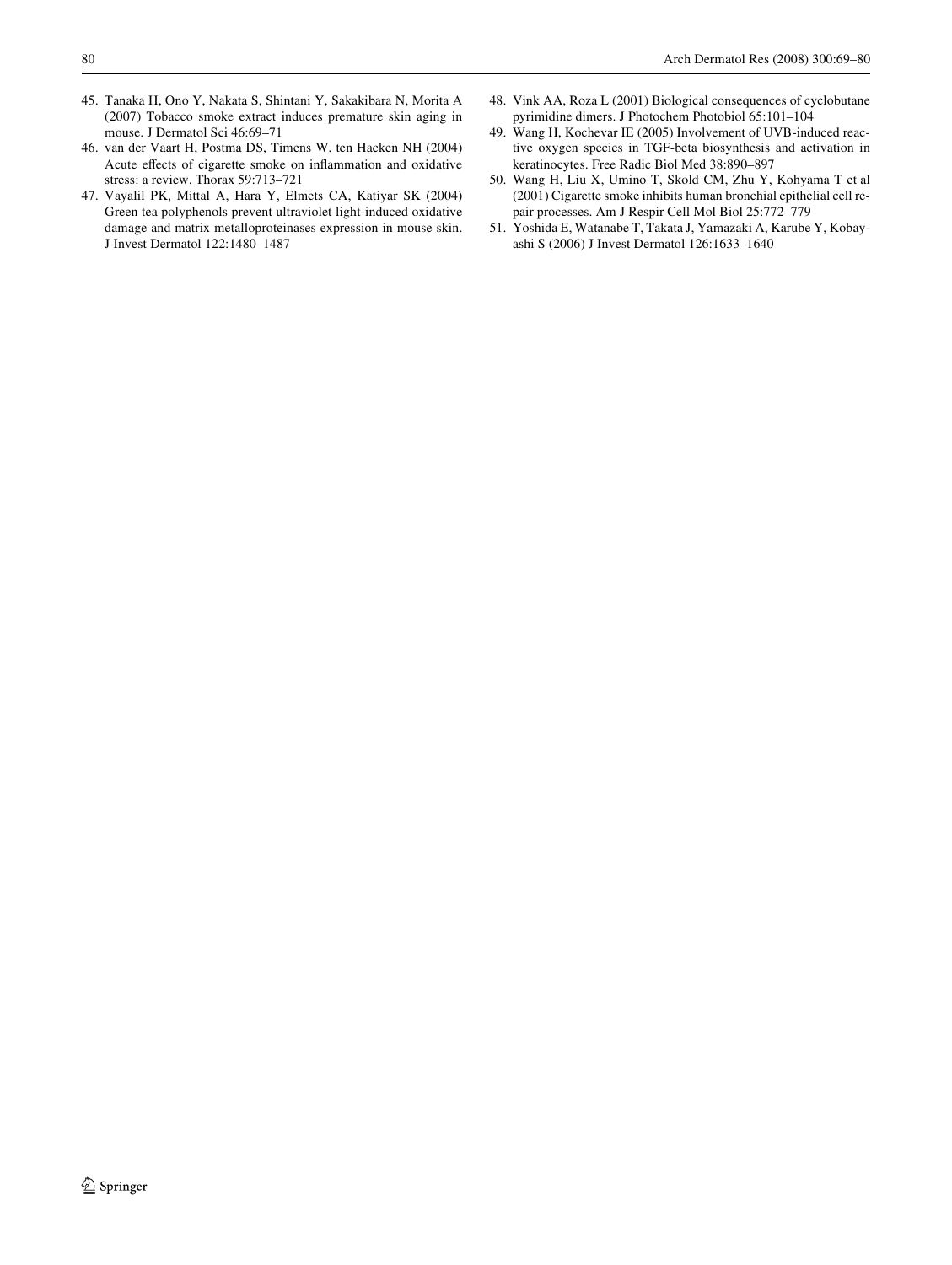45. Tanaka H, Ono Y, Nakata S, Shintani Y, Sakakibara N, Morita A (2007) Tobacco smoke extract induces premature skin aging in mouse. J Dermatol Sci 46:69–71
46. van der Vaart H, Postma DS, Timens W, ten Hacken NH (2004) Acute effects of cigarette smoke on inflammation and oxidative stress: a review. Thorax 59:713–721
47. Vayalil PK, Mittal A, Hara Y, Elmets CA, Katiyar SK (2004) Green tea polyphenols prevent ultraviolet light-induced oxidative damage and matrix metalloproteinases expression in mouse skin. J Invest Dermatol 122:1480–1487
48. Vink AA, Roza L (2001) Biological consequences of cyclobutane pyrimidine dimers. J Photochem Photobiol 65:101–104
49. Wang H, Kochevar IE (2005) Involvement of UVB-induced reactive oxygen species in TGF-beta biosynthesis and activation in keratinocytes. Free Radic Biol Med 38:890–897
50. Wang H, Liu X, Umino T, Skold CM, Zhu Y, Kohyama T et al (2001) Cigarette smoke inhibits human bronchial epithelial cell repair processes. Am J Respir Cell Mol Biol 25:772–779
51. Yoshida E, Watanabe T, Takata J, Yamazaki A, Karube Y, Kobayashi S (2006) J Invest Dermatol 126:1633–1640